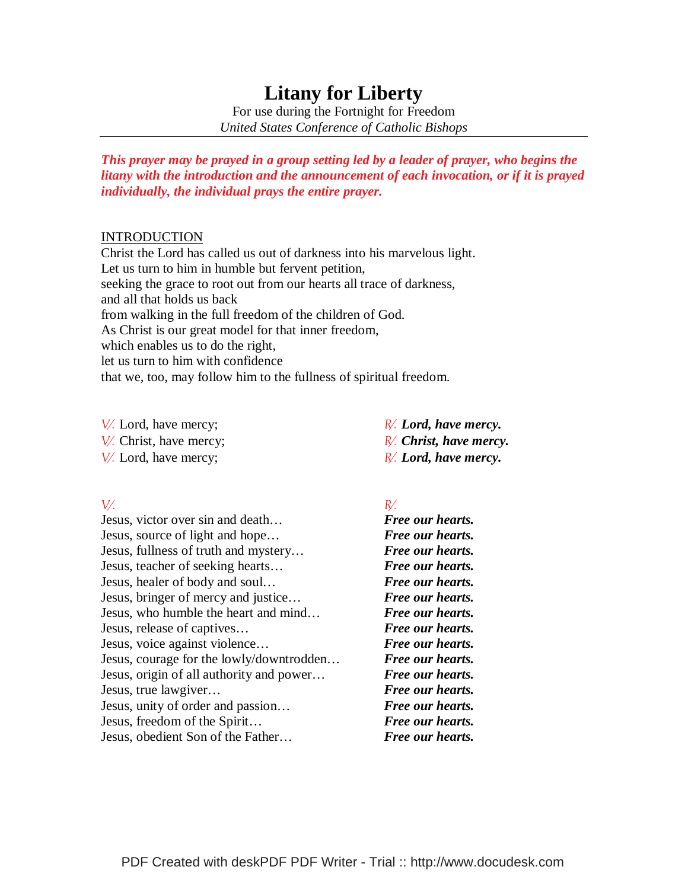# Litany for Liberty

For use during the Fortnight for Freedom
*United States Conference of Catholic Bishops*

***This prayer may be prayed in a group setting led by a leader of prayer, who begins the litany with the introduction and the announcement of each invocation, or if it is prayed individually, the individual prays the entire prayer.***

INTRODUCTION

Christ the Lord has called us out of darkness into his marvelous light.
Let us turn to him in humble but fervent petition,
seeking the grace to root out from our hearts all trace of darkness,
and all that holds us back
from walking in the full freedom of the children of God.
As Christ is our great model for that inner freedom,
which enables us to do the right,
let us turn to him with confidence
that we, too, may follow him to the fullness of spiritual freedom.

| | |
|---|---|
| ℣. Lord, have mercy; | ℟. ***Lord, have mercy.*** |
| ℣. Christ, have mercy; | ℟. ***Christ, have mercy.*** |
| ℣. Lord, have mercy; | ℟. ***Lord, have mercy.*** |

| ℣. | ℟. |
|---|---|
| Jesus, victor over sin and death… | ***Free our hearts.*** |
| Jesus, source of light and hope… | ***Free our hearts.*** |
| Jesus, fullness of truth and mystery… | ***Free our hearts.*** |
| Jesus, teacher of seeking hearts… | ***Free our hearts.*** |
| Jesus, healer of body and soul… | ***Free our hearts.*** |
| Jesus, bringer of mercy and justice… | ***Free our hearts.*** |
| Jesus, who humble the heart and mind… | ***Free our hearts.*** |
| Jesus, release of captives… | ***Free our hearts.*** |
| Jesus, voice against violence… | ***Free our hearts.*** |
| Jesus, courage for the lowly/downtrodden… | ***Free our hearts.*** |
| Jesus, origin of all authority and power… | ***Free our hearts.*** |
| Jesus, true lawgiver… | ***Free our hearts.*** |
| Jesus, unity of order and passion… | ***Free our hearts.*** |
| Jesus, freedom of the Spirit… | ***Free our hearts.*** |
| Jesus, obedient Son of the Father… | ***Free our hearts.*** |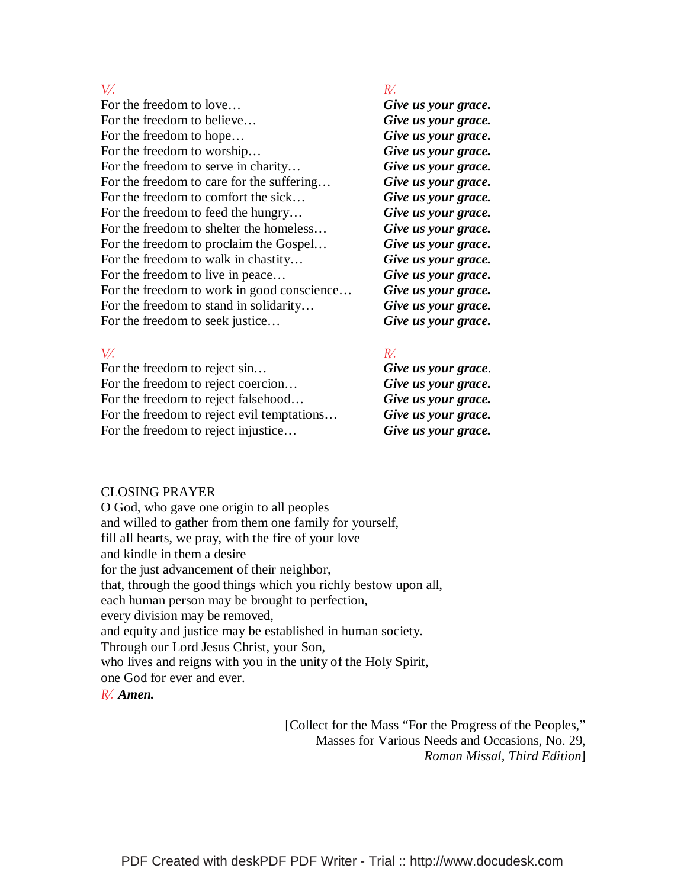| *V.* | *R.* |
|---|---|
| For the freedom to love… | ***Give us your grace.*** |
| For the freedom to believe… | ***Give us your grace.*** |
| For the freedom to hope… | ***Give us your grace.*** |
| For the freedom to worship… | ***Give us your grace.*** |
| For the freedom to serve in charity… | ***Give us your grace.*** |
| For the freedom to care for the suffering… | ***Give us your grace.*** |
| For the freedom to comfort the sick… | ***Give us your grace.*** |
| For the freedom to feed the hungry… | ***Give us your grace.*** |
| For the freedom to shelter the homeless… | ***Give us your grace.*** |
| For the freedom to proclaim the Gospel… | ***Give us your grace.*** |
| For the freedom to walk in chastity… | ***Give us your grace.*** |
| For the freedom to live in peace… | ***Give us your grace.*** |
| For the freedom to work in good conscience… | ***Give us your grace.*** |
| For the freedom to stand in solidarity… | ***Give us your grace.*** |
| For the freedom to seek justice… | ***Give us your grace.*** |

| *V.* | *R.* |
|---|---|
| For the freedom to reject sin… | ***Give us your grace***. |
| For the freedom to reject coercion… | ***Give us your grace.*** |
| For the freedom to reject falsehood… | ***Give us your grace.*** |
| For the freedom to reject evil temptations… | ***Give us your grace.*** |
| For the freedom to reject injustice… | ***Give us your grace.*** |

CLOSING PRAYER

O God, who gave one origin to all peoples
and willed to gather from them one family for yourself,
fill all hearts, we pray, with the fire of your love
and kindle in them a desire
for the just advancement of their neighbor,
that, through the good things which you richly bestow upon all,
each human person may be brought to perfection,
every division may be removed,
and equity and justice may be established in human society.
Through our Lord Jesus Christ, your Son,
who lives and reigns with you in the unity of the Holy Spirit,
one God for ever and ever.
*R.* ***Amen.***

[Collect for the Mass "For the Progress of the Peoples,"
Masses for Various Needs and Occasions, No. 29,
*Roman Missal, Third Edition*]